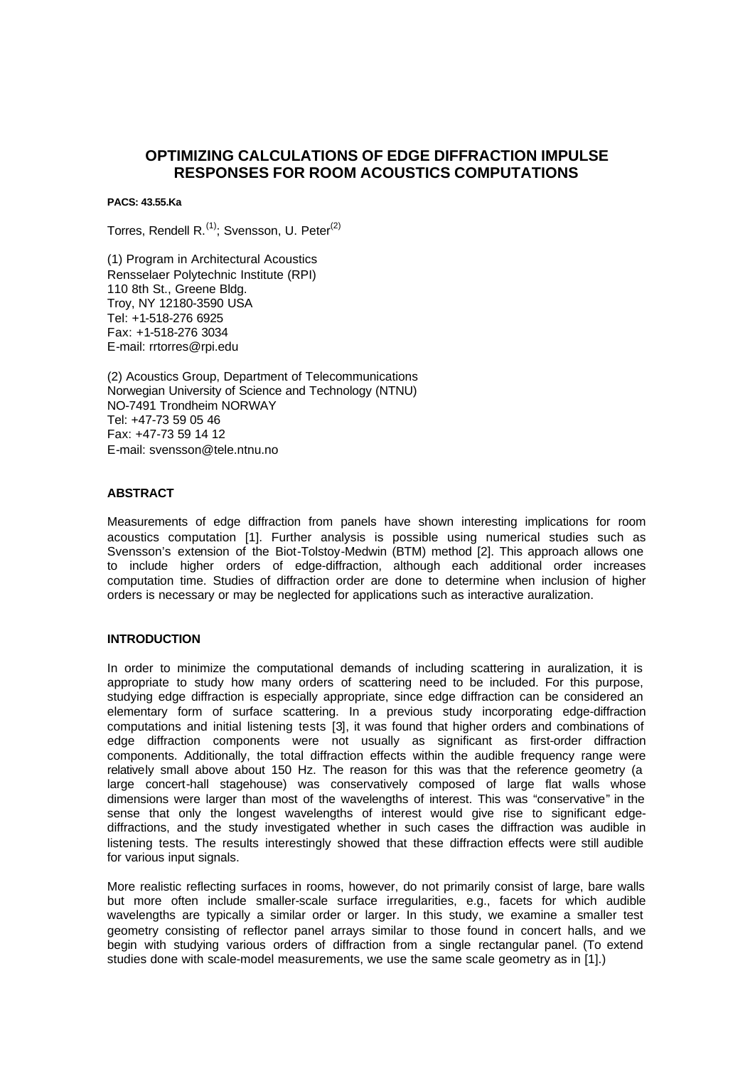# OPTIMIZING CALCULATIONS OF EDGE DIFFRACTION IMPULSE RESPONSES FOR ROOM ACOUSTICS COMPUTATIONS

**PACS: 43.55.Ka**

Torres, Rendell R.[(1)]; Svensson, U. Peter[(2)]

(1) Program in Architectural Acoustics
Rensselaer Polytechnic Institute (RPI)
110 8th St., Greene Bldg.
Troy, NY 12180-3590 USA
Tel: +1-518-276 6925
Fax: +1-518-276 3034
E-mail: rrtorres@rpi.edu

(2) Acoustics Group, Department of Telecommunications
Norwegian University of Science and Technology (NTNU)
NO-7491 Trondheim NORWAY
Tel: +47-73 59 05 46
Fax: +47-73 59 14 12
E-mail: svensson@tele.ntnu.no

## ABSTRACT

Measurements of edge diffraction from panels have shown interesting implications for room acoustics computation [1]. Further analysis is possible using numerical studies such as Svensson's extension of the Biot-Tolstoy-Medwin (BTM) method [2]. This approach allows one to include higher orders of edge-diffraction, although each additional order increases computation time. Studies of diffraction order are done to determine when inclusion of higher orders is necessary or may be neglected for applications such as interactive auralization.

## INTRODUCTION

In order to minimize the computational demands of including scattering in auralization, it is appropriate to study how many orders of scattering need to be included. For this purpose, studying edge diffraction is especially appropriate, since edge diffraction can be considered an elementary form of surface scattering. In a previous study incorporating edge-diffraction computations and initial listening tests [3], it was found that higher orders and combinations of edge diffraction components were not usually as significant as first-order diffraction components. Additionally, the total diffraction effects within the audible frequency range were relatively small above about 150 Hz. The reason for this was that the reference geometry (a large concert-hall stagehouse) was conservatively composed of large flat walls whose dimensions were larger than most of the wavelengths of interest. This was "conservative" in the sense that only the longest wavelengths of interest would give rise to significant edge-diffractions, and the study investigated whether in such cases the diffraction was audible in listening tests. The results interestingly showed that these diffraction effects were still audible for various input signals.

More realistic reflecting surfaces in rooms, however, do not primarily consist of large, bare walls but more often include smaller-scale surface irregularities, e.g., facets for which audible wavelengths are typically a similar order or larger. In this study, we examine a smaller test geometry consisting of reflector panel arrays similar to those found in concert halls, and we begin with studying various orders of diffraction from a single rectangular panel. (To extend studies done with scale-model measurements, we use the same scale geometry as in [1].)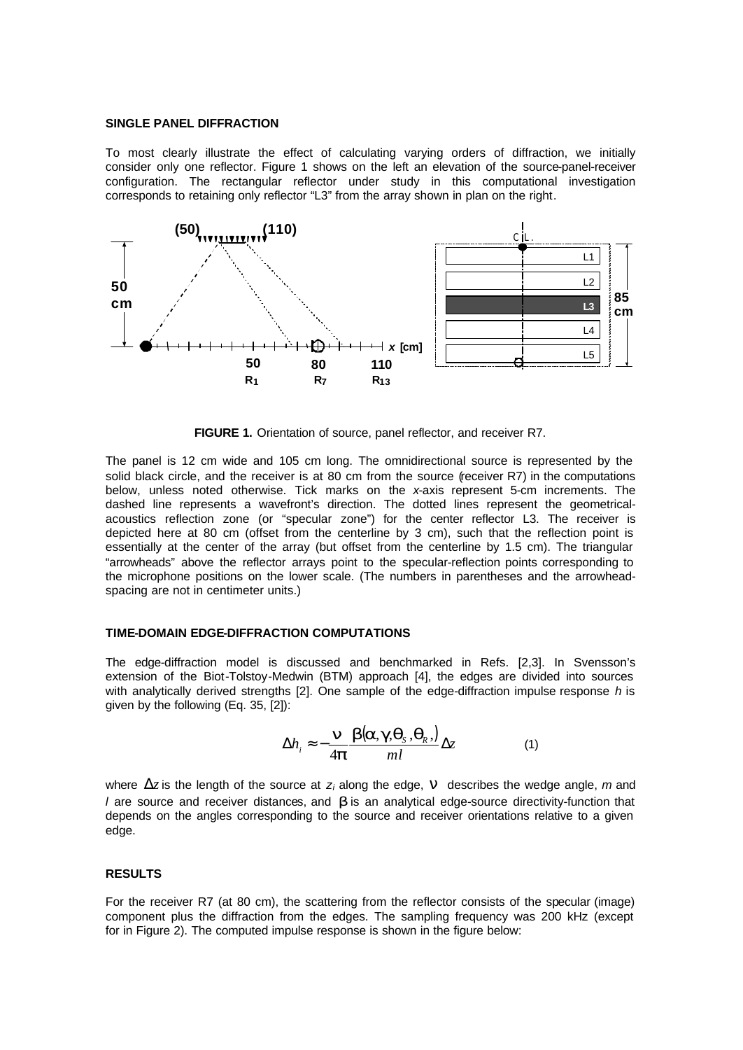## SINGLE PANEL DIFFRACTION

To most clearly illustrate the effect of calculating varying orders of diffraction, we initially consider only one reflector. Figure 1 shows on the left an elevation of the source-panel-receiver configuration. The rectangular reflector under study in this computational investigation corresponds to retaining only reflector "L3" from the array shown in plan on the right.

**FIGURE 1.** Orientation of source, panel reflector, and receiver R7.

The panel is 12 cm wide and 105 cm long. The omnidirectional source is represented by the solid black circle, and the receiver is at 80 cm from the source (receiver R7) in the computations below, unless noted otherwise. Tick marks on the *x*-axis represent 5-cm increments. The dashed line represents a wavefront's direction. The dotted lines represent the geometrical-acoustics reflection zone (or "specular zone") for the center reflector L3. The receiver is depicted here at 80 cm (offset from the centerline by 3 cm), such that the reflection point is essentially at the center of the array (but offset from the centerline by 1.5 cm). The triangular "arrowheads" above the reflector arrays point to the specular-reflection points corresponding to the microphone positions on the lower scale. (The numbers in parentheses and the arrowhead-spacing are not in centimeter units.)

## TIME-DOMAIN EDGE-DIFFRACTION COMPUTATIONS

The edge-diffraction model is discussed and benchmarked in Refs. [2,3]. In Svensson's extension of the Biot-Tolstoy-Medwin (BTM) approach [4], the edges are divided into sources with analytically derived strengths [2]. One sample of the edge-diffraction impulse response *h* is given by the following (Eq. 35, [2]):

$$\Delta h_i \approx -\frac{\nu}{4\pi}\frac{\beta(\alpha,\gamma,\theta_S,\theta_R)}{ml}\Delta z \qquad (1)$$

where $\Delta z$ is the length of the source at $z_i$ along the edge, $\nu$ describes the wedge angle, *m* and *l* are source and receiver distances, and $\beta$ is an analytical edge-source directivity-function that depends on the angles corresponding to the source and receiver orientations relative to a given edge.

## RESULTS

For the receiver R7 (at 80 cm), the scattering from the reflector consists of the specular (image) component plus the diffraction from the edges. The sampling frequency was 200 kHz (except for in Figure 2). The computed impulse response is shown in the figure below: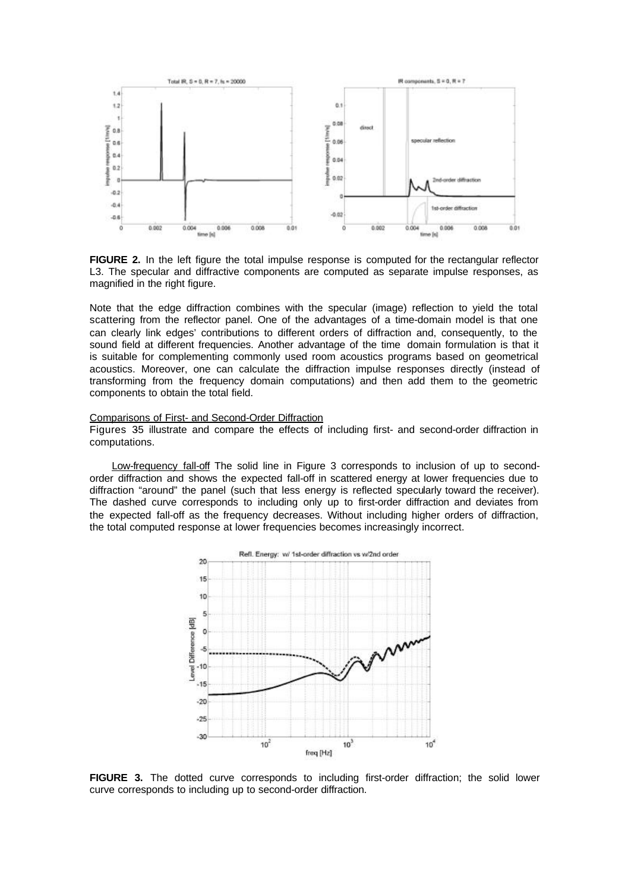**FIGURE 2.** In the left figure the total impulse response is computed for the rectangular reflector L3. The specular and diffractive components are computed as separate impulse responses, as magnified in the right figure.

Note that the edge diffraction combines with the specular (image) reflection to yield the total scattering from the reflector panel. One of the advantages of a time-domain model is that one can clearly link edges' contributions to different orders of diffraction and, consequently, to the sound field at different frequencies. Another advantage of the time domain formulation is that it is suitable for complementing commonly used room acoustics programs based on geometrical acoustics. Moreover, one can calculate the diffraction impulse responses directly (instead of transforming from the frequency domain computations) and then add them to the geometric components to obtain the total field.

Comparisons of First- and Second-Order Diffraction

Figures 35 illustrate and compare the effects of including first- and second-order diffraction in computations.

Low-frequency fall-off The solid line in Figure 3 corresponds to inclusion of up to second-order diffraction and shows the expected fall-off in scattered energy at lower frequencies due to diffraction "around" the panel (such that less energy is reflected specularly toward the receiver). The dashed curve corresponds to including only up to first-order diffraction and deviates from the expected fall-off as the frequency decreases. Without including higher orders of diffraction, the total computed response at lower frequencies becomes increasingly incorrect.

**FIGURE 3.** The dotted curve corresponds to including first-order diffraction; the solid lower curve corresponds to including up to second-order diffraction.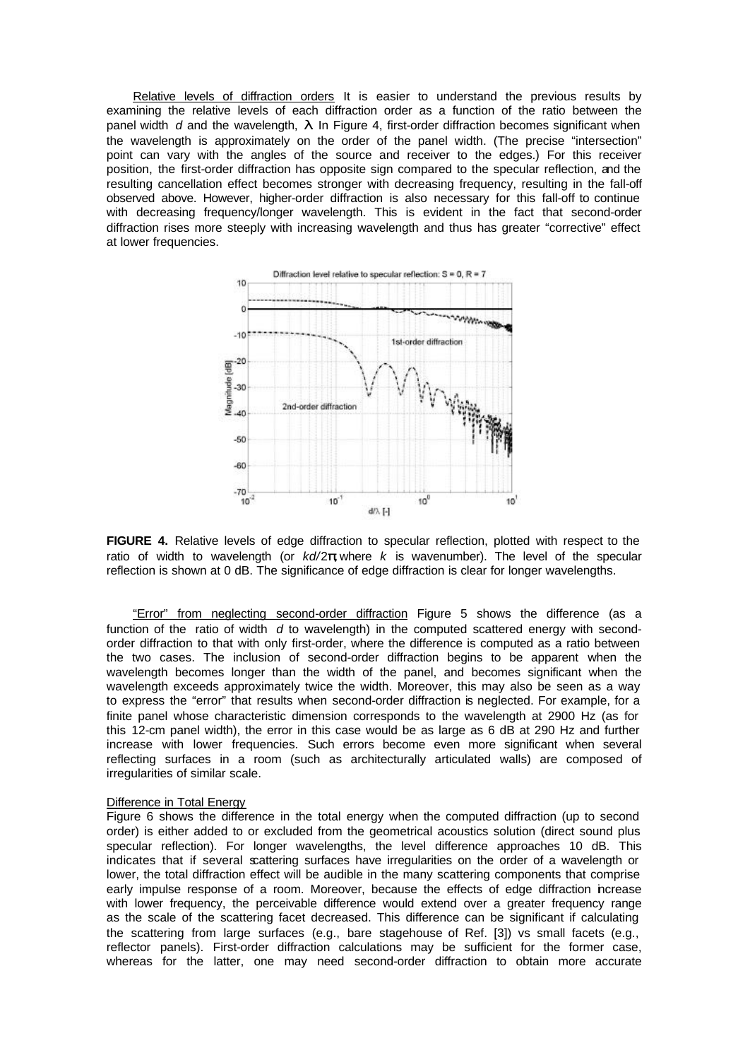Relative levels of diffraction orders It is easier to understand the previous results by examining the relative levels of each diffraction order as a function of the ratio between the panel width $d$ and the wavelength, $\lambda$. In Figure 4, first-order diffraction becomes significant when the wavelength is approximately on the order of the panel width. (The precise "intersection" point can vary with the angles of the source and receiver to the edges.) For this receiver position, the first-order diffraction has opposite sign compared to the specular reflection, and the resulting cancellation effect becomes stronger with decreasing frequency, resulting in the fall-off observed above. However, higher-order diffraction is also necessary for this fall-off to continue with decreasing frequency/longer wavelength. This is evident in the fact that second-order diffraction rises more steeply with increasing wavelength and thus has greater "corrective" effect at lower frequencies.

**FIGURE 4.** Relative levels of edge diffraction to specular reflection, plotted with respect to the ratio of width to wavelength (or $kd/2\pi$, where $k$ is wavenumber). The level of the specular reflection is shown at 0 dB. The significance of edge diffraction is clear for longer wavelengths.

"Error" from neglecting second-order diffraction Figure 5 shows the difference (as a function of the ratio of width $d$ to wavelength) in the computed scattered energy with second-order diffraction to that with only first-order, where the difference is computed as a ratio between the two cases. The inclusion of second-order diffraction begins to be apparent when the wavelength becomes longer than the width of the panel, and becomes significant when the wavelength exceeds approximately twice the width. Moreover, this may also be seen as a way to express the "error" that results when second-order diffraction is neglected. For example, for a finite panel whose characteristic dimension corresponds to the wavelength at 2900 Hz (as for this 12-cm panel width), the error in this case would be as large as 6 dB at 290 Hz and further increase with lower frequencies. Such errors become even more significant when several reflecting surfaces in a room (such as architecturally articulated walls) are composed of irregularities of similar scale.

Difference in Total Energy

Figure 6 shows the difference in the total energy when the computed diffraction (up to second order) is either added to or excluded from the geometrical acoustics solution (direct sound plus specular reflection). For longer wavelengths, the level difference approaches 10 dB. This indicates that if several scattering surfaces have irregularities on the order of a wavelength or lower, the total diffraction effect will be audible in the many scattering components that comprise early impulse response of a room. Moreover, because the effects of edge diffraction increase with lower frequency, the perceivable difference would extend over a greater frequency range as the scale of the scattering facet decreased. This difference can be significant if calculating the scattering from large surfaces (e.g., bare stagehouse of Ref. [3]) vs small facets (e.g., reflector panels). First-order diffraction calculations may be sufficient for the former case, whereas for the latter, one may need second-order diffraction to obtain more accurate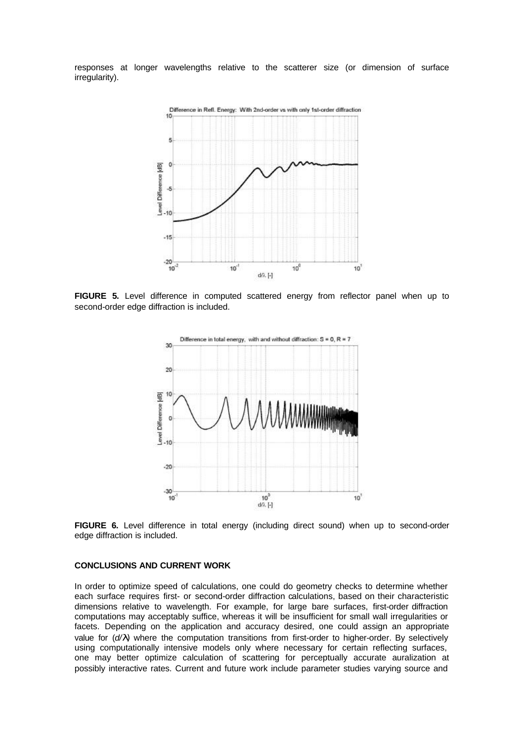responses at longer wavelengths relative to the scatterer size (or dimension of surface irregularity).

**FIGURE 5.** Level difference in computed scattered energy from reflector panel when up to second-order edge diffraction is included.

**FIGURE 6.** Level difference in total energy (including direct sound) when up to second-order edge diffraction is included.

### CONCLUSIONS AND CURRENT WORK

In order to optimize speed of calculations, one could do geometry checks to determine whether each surface requires first- or second-order diffraction calculations, based on their characteristic dimensions relative to wavelength. For example, for large bare surfaces, first-order diffraction computations may acceptably suffice, whereas it will be insufficient for small wall irregularities or facets. Depending on the application and accuracy desired, one could assign an appropriate value for ($d/\lambda$) where the computation transitions from first-order to higher-order. By selectively using computationally intensive models only where necessary for certain reflecting surfaces, one may better optimize calculation of scattering for perceptually accurate auralization at possibly interactive rates. Current and future work include parameter studies varying source and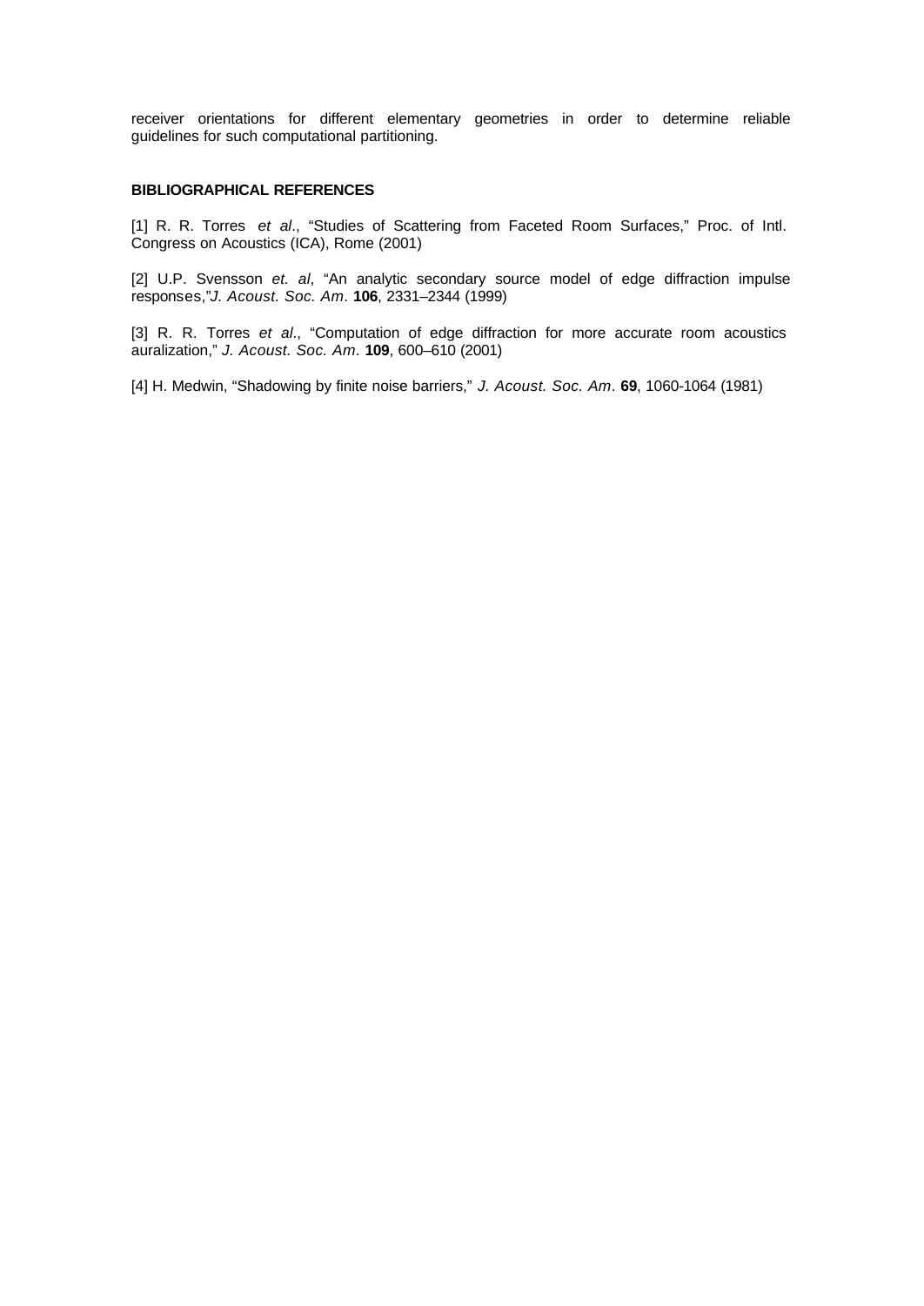receiver orientations for different elementary geometries in order to determine reliable guidelines for such computational partitioning.

**BIBLIOGRAPHICAL REFERENCES**

[1] R. R. Torres *et al*., "Studies of Scattering from Faceted Room Surfaces," Proc. of Intl. Congress on Acoustics (ICA), Rome (2001)

[2] U.P. Svensson *et. al*, "An analytic secondary source model of edge diffraction impulse responses,"*J. Acoust. Soc. Am*. **106**, 2331–2344 (1999)

[3] R. R. Torres *et al*., "Computation of edge diffraction for more accurate room acoustics auralization," *J. Acoust. Soc. Am*. **109**, 600–610 (2001)

[4] H. Medwin, "Shadowing by finite noise barriers," *J. Acoust. Soc. Am*. **69**, 1060-1064 (1981)